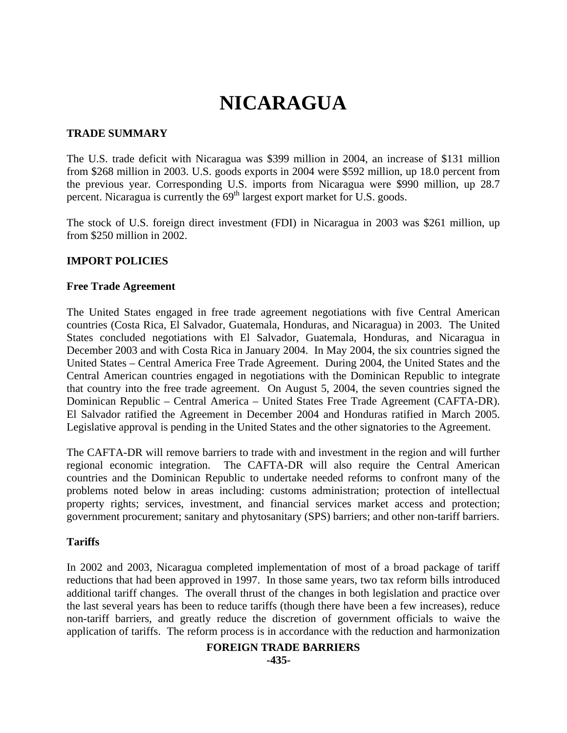# NICARAGUA

## TRADE SUMMARY

The U.S. trade deficit with Nicaragua was $399 million in 2004, an increase of $131 million from $268 million in 2003. U.S. goods exports in 2004 were $592 million, up 18.0 percent from the previous year. Corresponding U.S. imports from Nicaragua were $990 million, up 28.7 percent. Nicaragua is currently the 69th largest export market for U.S. goods.

The stock of U.S. foreign direct investment (FDI) in Nicaragua in 2003 was $261 million, up from $250 million in 2002.

## IMPORT POLICIES

### Free Trade Agreement

The United States engaged in free trade agreement negotiations with five Central American countries (Costa Rica, El Salvador, Guatemala, Honduras, and Nicaragua) in 2003. The United States concluded negotiations with El Salvador, Guatemala, Honduras, and Nicaragua in December 2003 and with Costa Rica in January 2004. In May 2004, the six countries signed the United States – Central America Free Trade Agreement. During 2004, the United States and the Central American countries engaged in negotiations with the Dominican Republic to integrate that country into the free trade agreement. On August 5, 2004, the seven countries signed the Dominican Republic – Central America – United States Free Trade Agreement (CAFTA-DR). El Salvador ratified the Agreement in December 2004 and Honduras ratified in March 2005. Legislative approval is pending in the United States and the other signatories to the Agreement.

The CAFTA-DR will remove barriers to trade with and investment in the region and will further regional economic integration. The CAFTA-DR will also require the Central American countries and the Dominican Republic to undertake needed reforms to confront many of the problems noted below in areas including: customs administration; protection of intellectual property rights; services, investment, and financial services market access and protection; government procurement; sanitary and phytosanitary (SPS) barriers; and other non-tariff barriers.

### Tariffs

In 2002 and 2003, Nicaragua completed implementation of most of a broad package of tariff reductions that had been approved in 1997. In those same years, two tax reform bills introduced additional tariff changes. The overall thrust of the changes in both legislation and practice over the last several years has been to reduce tariffs (though there have been a few increases), reduce non-tariff barriers, and greatly reduce the discretion of government officials to waive the application of tariffs. The reform process is in accordance with the reduction and harmonization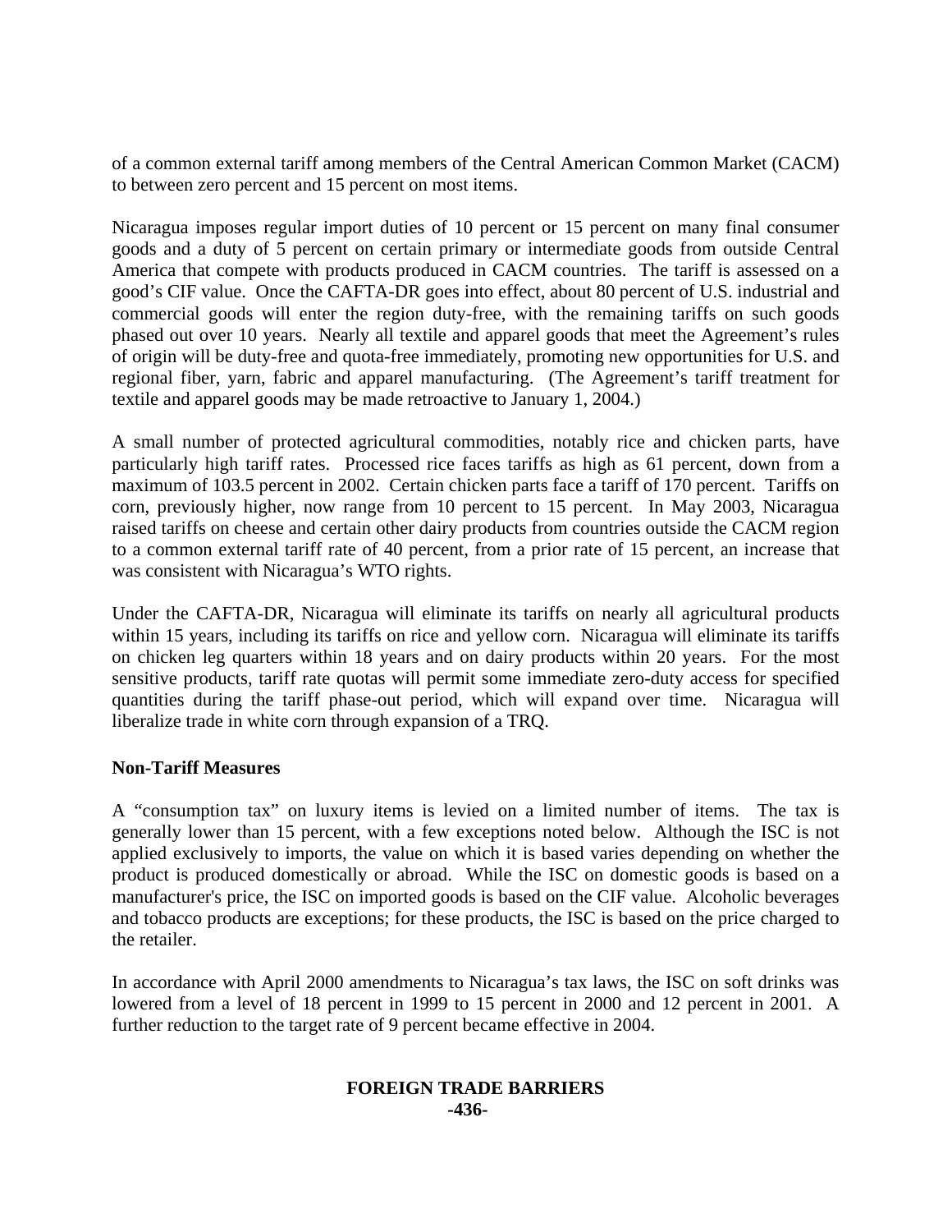of a common external tariff among members of the Central American Common Market (CACM) to between zero percent and 15 percent on most items.

Nicaragua imposes regular import duties of 10 percent or 15 percent on many final consumer goods and a duty of 5 percent on certain primary or intermediate goods from outside Central America that compete with products produced in CACM countries. The tariff is assessed on a good's CIF value. Once the CAFTA-DR goes into effect, about 80 percent of U.S. industrial and commercial goods will enter the region duty-free, with the remaining tariffs on such goods phased out over 10 years. Nearly all textile and apparel goods that meet the Agreement's rules of origin will be duty-free and quota-free immediately, promoting new opportunities for U.S. and regional fiber, yarn, fabric and apparel manufacturing. (The Agreement's tariff treatment for textile and apparel goods may be made retroactive to January 1, 2004.)

A small number of protected agricultural commodities, notably rice and chicken parts, have particularly high tariff rates. Processed rice faces tariffs as high as 61 percent, down from a maximum of 103.5 percent in 2002. Certain chicken parts face a tariff of 170 percent. Tariffs on corn, previously higher, now range from 10 percent to 15 percent. In May 2003, Nicaragua raised tariffs on cheese and certain other dairy products from countries outside the CACM region to a common external tariff rate of 40 percent, from a prior rate of 15 percent, an increase that was consistent with Nicaragua's WTO rights.

Under the CAFTA-DR, Nicaragua will eliminate its tariffs on nearly all agricultural products within 15 years, including its tariffs on rice and yellow corn. Nicaragua will eliminate its tariffs on chicken leg quarters within 18 years and on dairy products within 20 years. For the most sensitive products, tariff rate quotas will permit some immediate zero-duty access for specified quantities during the tariff phase-out period, which will expand over time. Nicaragua will liberalize trade in white corn through expansion of a TRQ.

**Non-Tariff Measures**

A "consumption tax" on luxury items is levied on a limited number of items. The tax is generally lower than 15 percent, with a few exceptions noted below. Although the ISC is not applied exclusively to imports, the value on which it is based varies depending on whether the product is produced domestically or abroad. While the ISC on domestic goods is based on a manufacturer's price, the ISC on imported goods is based on the CIF value. Alcoholic beverages and tobacco products are exceptions; for these products, the ISC is based on the price charged to the retailer.

In accordance with April 2000 amendments to Nicaragua's tax laws, the ISC on soft drinks was lowered from a level of 18 percent in 1999 to 15 percent in 2000 and 12 percent in 2001. A further reduction to the target rate of 9 percent became effective in 2004.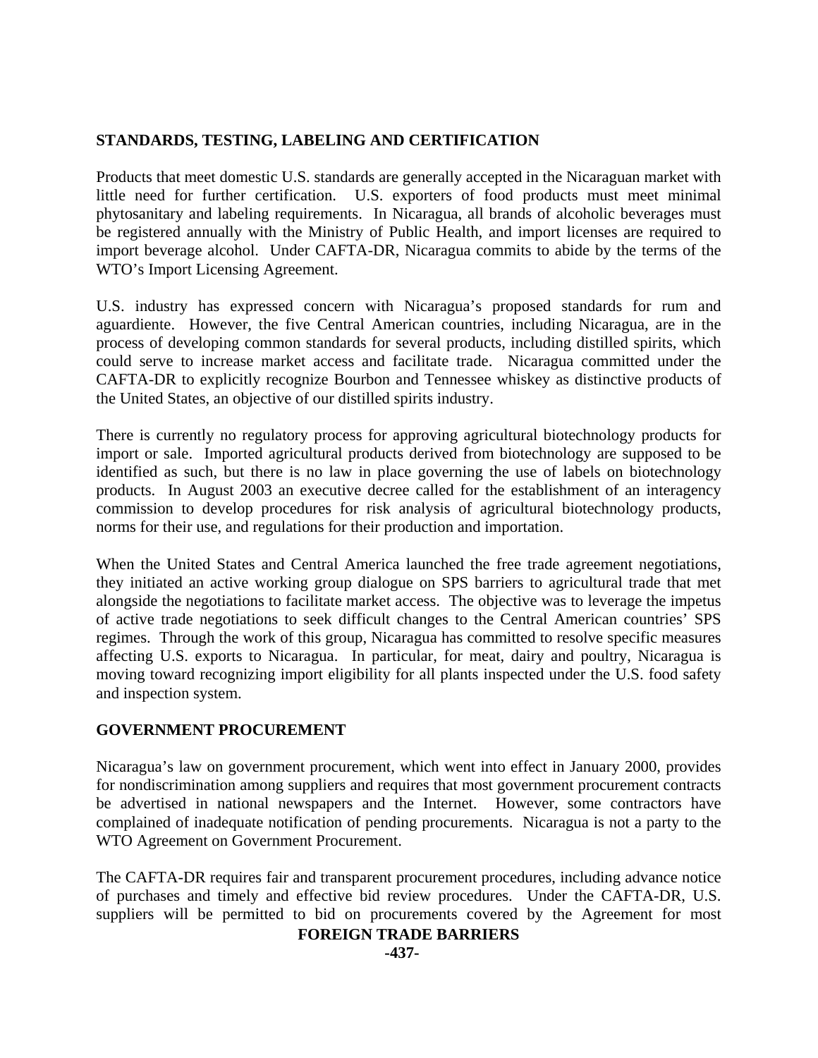## STANDARDS, TESTING, LABELING AND CERTIFICATION

Products that meet domestic U.S. standards are generally accepted in the Nicaraguan market with little need for further certification. U.S. exporters of food products must meet minimal phytosanitary and labeling requirements. In Nicaragua, all brands of alcoholic beverages must be registered annually with the Ministry of Public Health, and import licenses are required to import beverage alcohol. Under CAFTA-DR, Nicaragua commits to abide by the terms of the WTO's Import Licensing Agreement.

U.S. industry has expressed concern with Nicaragua's proposed standards for rum and aguardiente. However, the five Central American countries, including Nicaragua, are in the process of developing common standards for several products, including distilled spirits, which could serve to increase market access and facilitate trade. Nicaragua committed under the CAFTA-DR to explicitly recognize Bourbon and Tennessee whiskey as distinctive products of the United States, an objective of our distilled spirits industry.

There is currently no regulatory process for approving agricultural biotechnology products for import or sale. Imported agricultural products derived from biotechnology are supposed to be identified as such, but there is no law in place governing the use of labels on biotechnology products. In August 2003 an executive decree called for the establishment of an interagency commission to develop procedures for risk analysis of agricultural biotechnology products, norms for their use, and regulations for their production and importation.

When the United States and Central America launched the free trade agreement negotiations, they initiated an active working group dialogue on SPS barriers to agricultural trade that met alongside the negotiations to facilitate market access. The objective was to leverage the impetus of active trade negotiations to seek difficult changes to the Central American countries' SPS regimes. Through the work of this group, Nicaragua has committed to resolve specific measures affecting U.S. exports to Nicaragua. In particular, for meat, dairy and poultry, Nicaragua is moving toward recognizing import eligibility for all plants inspected under the U.S. food safety and inspection system.

## GOVERNMENT PROCUREMENT

Nicaragua's law on government procurement, which went into effect in January 2000, provides for nondiscrimination among suppliers and requires that most government procurement contracts be advertised in national newspapers and the Internet. However, some contractors have complained of inadequate notification of pending procurements. Nicaragua is not a party to the WTO Agreement on Government Procurement.

The CAFTA-DR requires fair and transparent procurement procedures, including advance notice of purchases and timely and effective bid review procedures. Under the CAFTA-DR, U.S. suppliers will be permitted to bid on procurements covered by the Agreement for most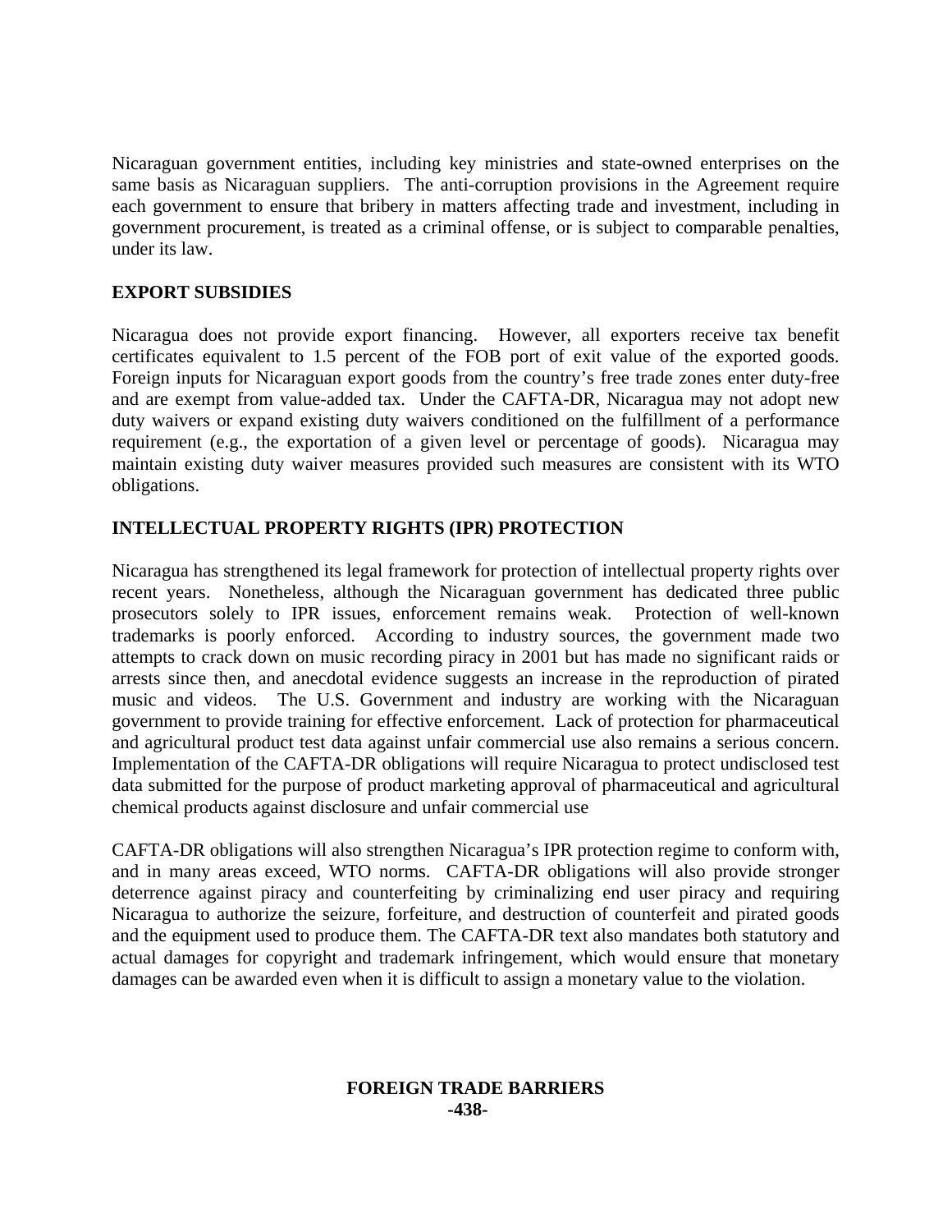Nicaraguan government entities, including key ministries and state-owned enterprises on the same basis as Nicaraguan suppliers. The anti-corruption provisions in the Agreement require each government to ensure that bribery in matters affecting trade and investment, including in government procurement, is treated as a criminal offense, or is subject to comparable penalties, under its law.

## EXPORT SUBSIDIES

Nicaragua does not provide export financing. However, all exporters receive tax benefit certificates equivalent to 1.5 percent of the FOB port of exit value of the exported goods. Foreign inputs for Nicaraguan export goods from the country's free trade zones enter duty-free and are exempt from value-added tax. Under the CAFTA-DR, Nicaragua may not adopt new duty waivers or expand existing duty waivers conditioned on the fulfillment of a performance requirement (e.g., the exportation of a given level or percentage of goods). Nicaragua may maintain existing duty waiver measures provided such measures are consistent with its WTO obligations.

## INTELLECTUAL PROPERTY RIGHTS (IPR) PROTECTION

Nicaragua has strengthened its legal framework for protection of intellectual property rights over recent years. Nonetheless, although the Nicaraguan government has dedicated three public prosecutors solely to IPR issues, enforcement remains weak. Protection of well-known trademarks is poorly enforced. According to industry sources, the government made two attempts to crack down on music recording piracy in 2001 but has made no significant raids or arrests since then, and anecdotal evidence suggests an increase in the reproduction of pirated music and videos. The U.S. Government and industry are working with the Nicaraguan government to provide training for effective enforcement. Lack of protection for pharmaceutical and agricultural product test data against unfair commercial use also remains a serious concern. Implementation of the CAFTA-DR obligations will require Nicaragua to protect undisclosed test data submitted for the purpose of product marketing approval of pharmaceutical and agricultural chemical products against disclosure and unfair commercial use

CAFTA-DR obligations will also strengthen Nicaragua's IPR protection regime to conform with, and in many areas exceed, WTO norms. CAFTA-DR obligations will also provide stronger deterrence against piracy and counterfeiting by criminalizing end user piracy and requiring Nicaragua to authorize the seizure, forfeiture, and destruction of counterfeit and pirated goods and the equipment used to produce them. The CAFTA-DR text also mandates both statutory and actual damages for copyright and trademark infringement, which would ensure that monetary damages can be awarded even when it is difficult to assign a monetary value to the violation.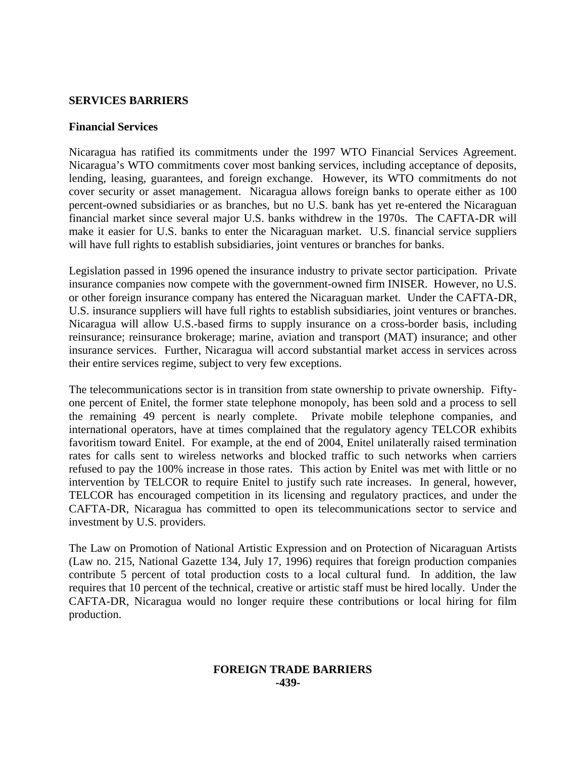## SERVICES BARRIERS

### Financial Services

Nicaragua has ratified its commitments under the 1997 WTO Financial Services Agreement. Nicaragua's WTO commitments cover most banking services, including acceptance of deposits, lending, leasing, guarantees, and foreign exchange. However, its WTO commitments do not cover security or asset management. Nicaragua allows foreign banks to operate either as 100 percent-owned subsidiaries or as branches, but no U.S. bank has yet re-entered the Nicaraguan financial market since several major U.S. banks withdrew in the 1970s. The CAFTA-DR will make it easier for U.S. banks to enter the Nicaraguan market. U.S. financial service suppliers will have full rights to establish subsidiaries, joint ventures or branches for banks.

Legislation passed in 1996 opened the insurance industry to private sector participation. Private insurance companies now compete with the government-owned firm INISER. However, no U.S. or other foreign insurance company has entered the Nicaraguan market. Under the CAFTA-DR, U.S. insurance suppliers will have full rights to establish subsidiaries, joint ventures or branches. Nicaragua will allow U.S.-based firms to supply insurance on a cross-border basis, including reinsurance; reinsurance brokerage; marine, aviation and transport (MAT) insurance; and other insurance services. Further, Nicaragua will accord substantial market access in services across their entire services regime, subject to very few exceptions.

The telecommunications sector is in transition from state ownership to private ownership. Fifty-one percent of Enitel, the former state telephone monopoly, has been sold and a process to sell the remaining 49 percent is nearly complete. Private mobile telephone companies, and international operators, have at times complained that the regulatory agency TELCOR exhibits favoritism toward Enitel. For example, at the end of 2004, Enitel unilaterally raised termination rates for calls sent to wireless networks and blocked traffic to such networks when carriers refused to pay the 100% increase in those rates. This action by Enitel was met with little or no intervention by TELCOR to require Enitel to justify such rate increases. In general, however, TELCOR has encouraged competition in its licensing and regulatory practices, and under the CAFTA-DR, Nicaragua has committed to open its telecommunications sector to service and investment by U.S. providers.

The Law on Promotion of National Artistic Expression and on Protection of Nicaraguan Artists (Law no. 215, National Gazette 134, July 17, 1996) requires that foreign production companies contribute 5 percent of total production costs to a local cultural fund. In addition, the law requires that 10 percent of the technical, creative or artistic staff must be hired locally. Under the CAFTA-DR, Nicaragua would no longer require these contributions or local hiring for film production.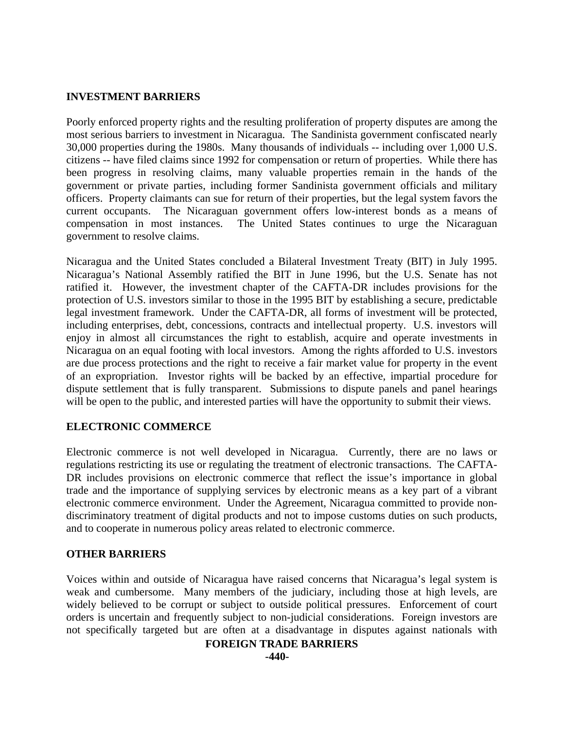## INVESTMENT BARRIERS

Poorly enforced property rights and the resulting proliferation of property disputes are among the most serious barriers to investment in Nicaragua. The Sandinista government confiscated nearly 30,000 properties during the 1980s. Many thousands of individuals -- including over 1,000 U.S. citizens -- have filed claims since 1992 for compensation or return of properties. While there has been progress in resolving claims, many valuable properties remain in the hands of the government or private parties, including former Sandinista government officials and military officers. Property claimants can sue for return of their properties, but the legal system favors the current occupants. The Nicaraguan government offers low-interest bonds as a means of compensation in most instances. The United States continues to urge the Nicaraguan government to resolve claims.

Nicaragua and the United States concluded a Bilateral Investment Treaty (BIT) in July 1995. Nicaragua's National Assembly ratified the BIT in June 1996, but the U.S. Senate has not ratified it. However, the investment chapter of the CAFTA-DR includes provisions for the protection of U.S. investors similar to those in the 1995 BIT by establishing a secure, predictable legal investment framework. Under the CAFTA-DR, all forms of investment will be protected, including enterprises, debt, concessions, contracts and intellectual property. U.S. investors will enjoy in almost all circumstances the right to establish, acquire and operate investments in Nicaragua on an equal footing with local investors. Among the rights afforded to U.S. investors are due process protections and the right to receive a fair market value for property in the event of an expropriation. Investor rights will be backed by an effective, impartial procedure for dispute settlement that is fully transparent. Submissions to dispute panels and panel hearings will be open to the public, and interested parties will have the opportunity to submit their views.

## ELECTRONIC COMMERCE

Electronic commerce is not well developed in Nicaragua. Currently, there are no laws or regulations restricting its use or regulating the treatment of electronic transactions. The CAFTA-DR includes provisions on electronic commerce that reflect the issue's importance in global trade and the importance of supplying services by electronic means as a key part of a vibrant electronic commerce environment. Under the Agreement, Nicaragua committed to provide non-discriminatory treatment of digital products and not to impose customs duties on such products, and to cooperate in numerous policy areas related to electronic commerce.

## OTHER BARRIERS

Voices within and outside of Nicaragua have raised concerns that Nicaragua's legal system is weak and cumbersome. Many members of the judiciary, including those at high levels, are widely believed to be corrupt or subject to outside political pressures. Enforcement of court orders is uncertain and frequently subject to non-judicial considerations. Foreign investors are not specifically targeted but are often at a disadvantage in disputes against nationals with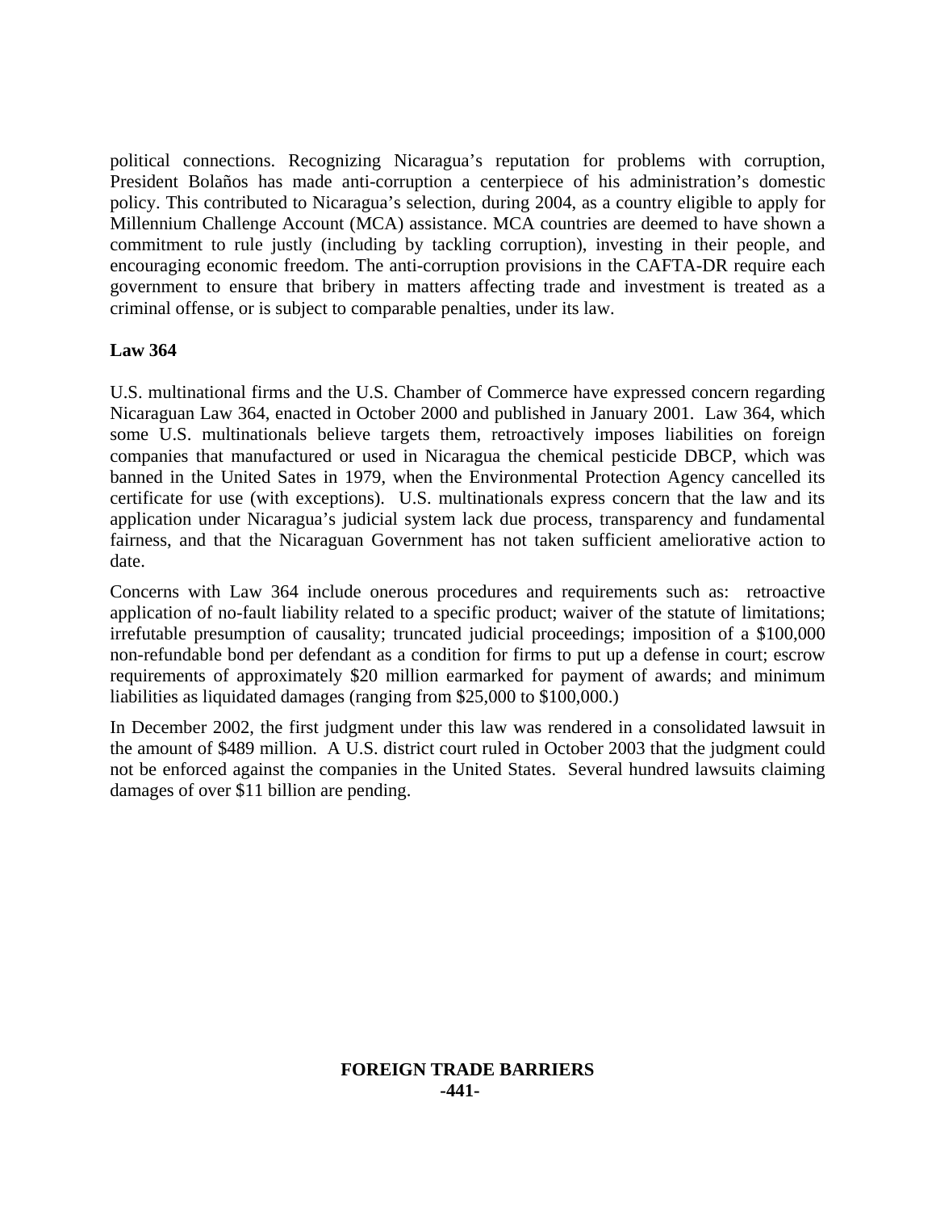political connections. Recognizing Nicaragua's reputation for problems with corruption, President Bolaños has made anti-corruption a centerpiece of his administration's domestic policy. This contributed to Nicaragua's selection, during 2004, as a country eligible to apply for Millennium Challenge Account (MCA) assistance. MCA countries are deemed to have shown a commitment to rule justly (including by tackling corruption), investing in their people, and encouraging economic freedom. The anti-corruption provisions in the CAFTA-DR require each government to ensure that bribery in matters affecting trade and investment is treated as a criminal offense, or is subject to comparable penalties, under its law.

**Law 364**

U.S. multinational firms and the U.S. Chamber of Commerce have expressed concern regarding Nicaraguan Law 364, enacted in October 2000 and published in January 2001. Law 364, which some U.S. multinationals believe targets them, retroactively imposes liabilities on foreign companies that manufactured or used in Nicaragua the chemical pesticide DBCP, which was banned in the United Sates in 1979, when the Environmental Protection Agency cancelled its certificate for use (with exceptions). U.S. multinationals express concern that the law and its application under Nicaragua's judicial system lack due process, transparency and fundamental fairness, and that the Nicaraguan Government has not taken sufficient ameliorative action to date.

Concerns with Law 364 include onerous procedures and requirements such as: retroactive application of no-fault liability related to a specific product; waiver of the statute of limitations; irrefutable presumption of causality; truncated judicial proceedings; imposition of a $100,000 non-refundable bond per defendant as a condition for firms to put up a defense in court; escrow requirements of approximately $20 million earmarked for payment of awards; and minimum liabilities as liquidated damages (ranging from $25,000 to $100,000.)

In December 2002, the first judgment under this law was rendered in a consolidated lawsuit in the amount of $489 million. A U.S. district court ruled in October 2003 that the judgment could not be enforced against the companies in the United States. Several hundred lawsuits claiming damages of over $11 billion are pending.